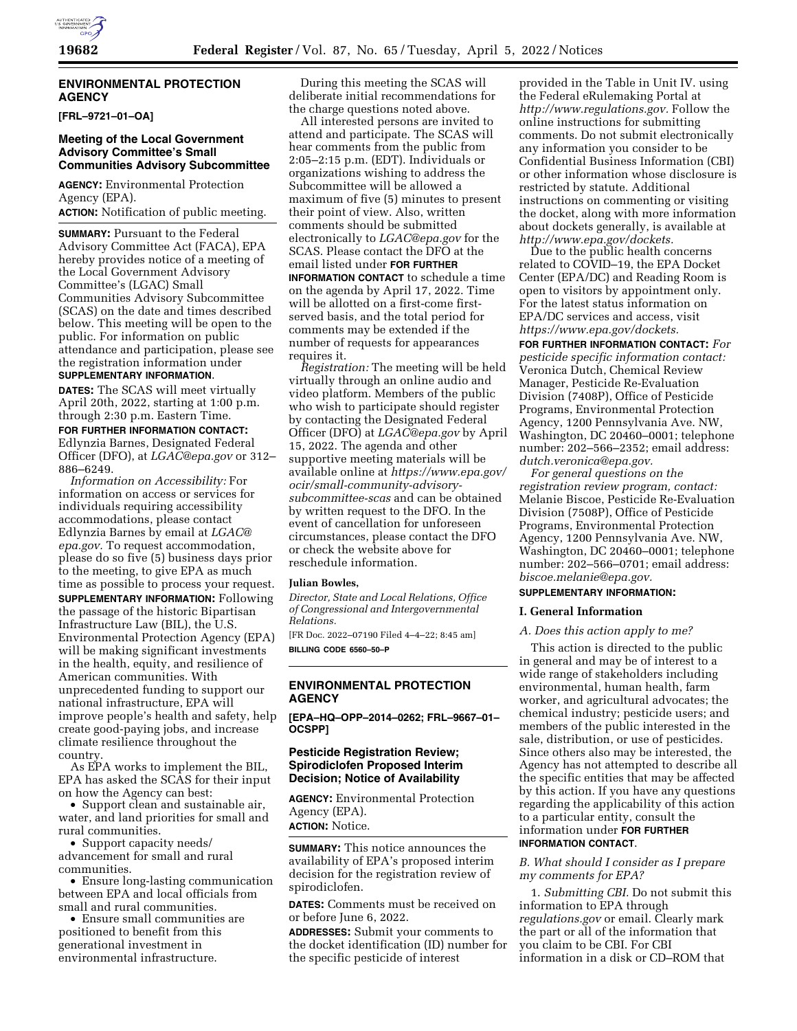## ENVIRONMENTAL PROTECTION AGENCY

**[FRL–9721–01–OA]**

### Meeting of the Local Government Advisory Committee's Small Communities Advisory Subcommittee

**AGENCY:** Environmental Protection Agency (EPA).

**ACTION:** Notification of public meeting.

**SUMMARY:** Pursuant to the Federal Advisory Committee Act (FACA), EPA hereby provides notice of a meeting of the Local Government Advisory Committee's (LGAC) Small Communities Advisory Subcommittee (SCAS) on the date and times described below. This meeting will be open to the public. For information on public attendance and participation, please see the registration information under **SUPPLEMENTARY INFORMATION**.

**DATES:** The SCAS will meet virtually April 20th, 2022, starting at 1:00 p.m. through 2:30 p.m. Eastern Time.

**FOR FURTHER INFORMATION CONTACT:** Edlynzia Barnes, Designated Federal Officer (DFO), at *LGAC@epa.gov* or 312–886–6249.

*Information on Accessibility:* For information on access or services for individuals requiring accessibility accommodations, please contact Edlynzia Barnes by email at *LGAC@epa.gov.* To request accommodation, please do so five (5) business days prior to the meeting, to give EPA as much time as possible to process your request.

**SUPPLEMENTARY INFORMATION:** Following the passage of the historic Bipartisan Infrastructure Law (BIL), the U.S. Environmental Protection Agency (EPA) will be making significant investments in the health, equity, and resilience of American communities. With unprecedented funding to support our national infrastructure, EPA will improve people's health and safety, help create good-paying jobs, and increase climate resilience throughout the country.

As EPA works to implement the BIL, EPA has asked the SCAS for their input on how the Agency can best:

- Support clean and sustainable air, water, and land priorities for small and rural communities.
- Support capacity needs/advancement for small and rural communities.
- Ensure long-lasting communication between EPA and local officials from small and rural communities.
- Ensure small communities are positioned to benefit from this generational investment in environmental infrastructure.

During this meeting the SCAS will deliberate initial recommendations for the charge questions noted above.

All interested persons are invited to attend and participate. The SCAS will hear comments from the public from 2:05–2:15 p.m. (EDT). Individuals or organizations wishing to address the Subcommittee will be allowed a maximum of five (5) minutes to present their point of view. Also, written comments should be submitted electronically to *LGAC@epa.gov* for the SCAS. Please contact the DFO at the email listed under **FOR FURTHER INFORMATION CONTACT** to schedule a time on the agenda by April 17, 2022. Time will be allotted on a first-come first-served basis, and the total period for comments may be extended if the number of requests for appearances requires it.

*Registration:* The meeting will be held virtually through an online audio and video platform. Members of the public who wish to participate should register by contacting the Designated Federal Officer (DFO) at *LGAC@epa.gov* by April 15, 2022. The agenda and other supportive meeting materials will be available online at *https://www.epa.gov/ocir/small-community-advisory-subcommittee-scas* and can be obtained by written request to the DFO. In the event of cancellation for unforeseen circumstances, please contact the DFO or check the website above for reschedule information.

**Julian Bowles,**

*Director, State and Local Relations, Office of Congressional and Intergovernmental Relations.*

[FR Doc. 2022–07190 Filed 4–4–22; 8:45 am]

**BILLING CODE 6560–50–P**

## ENVIRONMENTAL PROTECTION AGENCY

**[EPA–HQ–OPP–2014–0262; FRL–9667–01–OCSPP]**

### Pesticide Registration Review; Spirodiclofen Proposed Interim Decision; Notice of Availability

**AGENCY:** Environmental Protection Agency (EPA).

**ACTION:** Notice.

**SUMMARY:** This notice announces the availability of EPA's proposed interim decision for the registration review of spirodiclofen.

**DATES:** Comments must be received on or before June 6, 2022.

**ADDRESSES:** Submit your comments to the docket identification (ID) number for the specific pesticide of interest provided in the Table in Unit IV. using the Federal eRulemaking Portal at *http://www.regulations.gov.* Follow the online instructions for submitting comments. Do not submit electronically any information you consider to be Confidential Business Information (CBI) or other information whose disclosure is restricted by statute. Additional instructions on commenting or visiting the docket, along with more information about dockets generally, is available at *http://www.epa.gov/dockets.*

Due to the public health concerns related to COVID–19, the EPA Docket Center (EPA/DC) and Reading Room is open to visitors by appointment only. For the latest status information on EPA/DC services and access, visit *https://www.epa.gov/dockets.*

**FOR FURTHER INFORMATION CONTACT:** *For pesticide specific information contact:* Veronica Dutch, Chemical Review Manager, Pesticide Re-Evaluation Division (7408P), Office of Pesticide Programs, Environmental Protection Agency, 1200 Pennsylvania Ave. NW, Washington, DC 20460–0001; telephone number: 202–566–2352; email address: *dutch.veronica@epa.gov.*

*For general questions on the registration review program, contact:* Melanie Biscoe, Pesticide Re-Evaluation Division (7508P), Office of Pesticide Programs, Environmental Protection Agency, 1200 Pennsylvania Ave. NW, Washington, DC 20460–0001; telephone number: 202–566–0701; email address: *biscoe.melanie@epa.gov.*

**SUPPLEMENTARY INFORMATION:**

#### I. General Information

*A. Does this action apply to me?*

This action is directed to the public in general and may be of interest to a wide range of stakeholders including environmental, human health, farm worker, and agricultural advocates; the chemical industry; pesticide users; and members of the public interested in the sale, distribution, or use of pesticides. Since others also may be interested, the Agency has not attempted to describe all the specific entities that may be affected by this action. If you have any questions regarding the applicability of this action to a particular entity, consult the information under **FOR FURTHER INFORMATION CONTACT**.

*B. What should I consider as I prepare my comments for EPA?*

1. *Submitting CBI.* Do not submit this information to EPA through *regulations.gov* or email. Clearly mark the part or all of the information that you claim to be CBI. For CBI information in a disk or CD–ROM that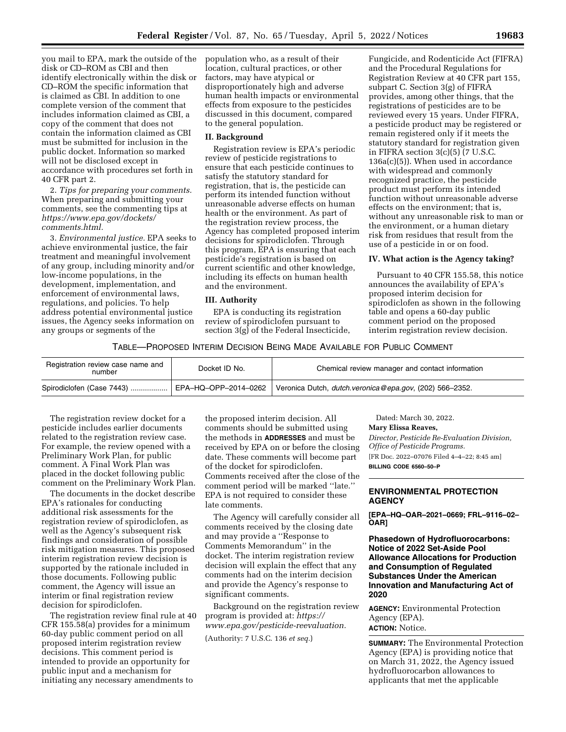you mail to EPA, mark the outside of the disk or CD–ROM as CBI and then identify electronically within the disk or CD–ROM the specific information that is claimed as CBI. In addition to one complete version of the comment that includes information claimed as CBI, a copy of the comment that does not contain the information claimed as CBI must be submitted for inclusion in the public docket. Information so marked will not be disclosed except in accordance with procedures set forth in 40 CFR part 2.

2. *Tips for preparing your comments.* When preparing and submitting your comments, see the commenting tips at *https://www.epa.gov/dockets/comments.html.*

3. *Environmental justice.* EPA seeks to achieve environmental justice, the fair treatment and meaningful involvement of any group, including minority and/or low-income populations, in the development, implementation, and enforcement of environmental laws, regulations, and policies. To help address potential environmental justice issues, the Agency seeks information on any groups or segments of the population who, as a result of their location, cultural practices, or other factors, may have atypical or disproportionately high and adverse human health impacts or environmental effects from exposure to the pesticides discussed in this document, compared to the general population.

## II. Background

Registration review is EPA's periodic review of pesticide registrations to ensure that each pesticide continues to satisfy the statutory standard for registration, that is, the pesticide can perform its intended function without unreasonable adverse effects on human health or the environment. As part of the registration review process, the Agency has completed proposed interim decisions for spirodiclofen. Through this program, EPA is ensuring that each pesticide's registration is based on current scientific and other knowledge, including its effects on human health and the environment.

## III. Authority

EPA is conducting its registration review of spirodiclofen pursuant to section 3(g) of the Federal Insecticide, Fungicide, and Rodenticide Act (FIFRA) and the Procedural Regulations for Registration Review at 40 CFR part 155, subpart C. Section 3(g) of FIFRA provides, among other things, that the registrations of pesticides are to be reviewed every 15 years. Under FIFRA, a pesticide product may be registered or remain registered only if it meets the statutory standard for registration given in FIFRA section 3(c)(5) (7 U.S.C. 136a(c)(5)). When used in accordance with widespread and commonly recognized practice, the pesticide product must perform its intended function without unreasonable adverse effects on the environment; that is, without any unreasonable risk to man or the environment, or a human dietary risk from residues that result from the use of a pesticide in or on food.

## IV. What action is the Agency taking?

Pursuant to 40 CFR 155.58, this notice announces the availability of EPA's proposed interim decision for spirodiclofen as shown in the following table and opens a 60-day public comment period on the proposed interim registration review decision.

TABLE—PROPOSED INTERIM DECISION BEING MADE AVAILABLE FOR PUBLIC COMMENT

| Registration review case name and number | Docket ID No. | Chemical review manager and contact information |
|---|---|---|
| Spirodiclofen (Case 7443) .................. | EPA–HQ–OPP–2014–0262 | Veronica Dutch, *dutch.veronica@epa.gov*, (202) 566–2352. |

The registration review docket for a pesticide includes earlier documents related to the registration review case. For example, the review opened with a Preliminary Work Plan, for public comment. A Final Work Plan was placed in the docket following public comment on the Preliminary Work Plan.

The documents in the docket describe EPA's rationales for conducting additional risk assessments for the registration review of spirodiclofen, as well as the Agency's subsequent risk findings and consideration of possible risk mitigation measures. This proposed interim registration review decision is supported by the rationale included in those documents. Following public comment, the Agency will issue an interim or final registration review decision for spirodiclofen.

The registration review final rule at 40 CFR 155.58(a) provides for a minimum 60-day public comment period on all proposed interim registration review decisions. This comment period is intended to provide an opportunity for public input and a mechanism for initiating any necessary amendments to the proposed interim decision. All comments should be submitted using the methods in **ADDRESSES** and must be received by EPA on or before the closing date. These comments will become part of the docket for spirodiclofen. Comments received after the close of the comment period will be marked "late." EPA is not required to consider these late comments.

The Agency will carefully consider all comments received by the closing date and may provide a "Response to Comments Memorandum" in the docket. The interim registration review decision will explain the effect that any comments had on the interim decision and provide the Agency's response to significant comments.

Background on the registration review program is provided at: *https://www.epa.gov/pesticide-reevaluation.*

(Authority: 7 U.S.C. 136 *et seq.*)

Dated: March 30, 2022.

**Mary Elissa Reaves,**

*Director, Pesticide Re-Evaluation Division, Office of Pesticide Programs.*

[FR Doc. 2022–07076 Filed 4–4–22; 8:45 am]

**BILLING CODE 6560–50–P**

---

## ENVIRONMENTAL PROTECTION AGENCY

**[EPA–HQ–OAR–2021–0669; FRL–9116–02–OAR]**

## Phasedown of Hydrofluorocarbons: Notice of 2022 Set-Aside Pool Allowance Allocations for Production and Consumption of Regulated Substances Under the American Innovation and Manufacturing Act of 2020

**AGENCY:** Environmental Protection Agency (EPA).

**ACTION:** Notice.

**SUMMARY:** The Environmental Protection Agency (EPA) is providing notice that on March 31, 2022, the Agency issued hydrofluorocarbon allowances to applicants that met the applicable